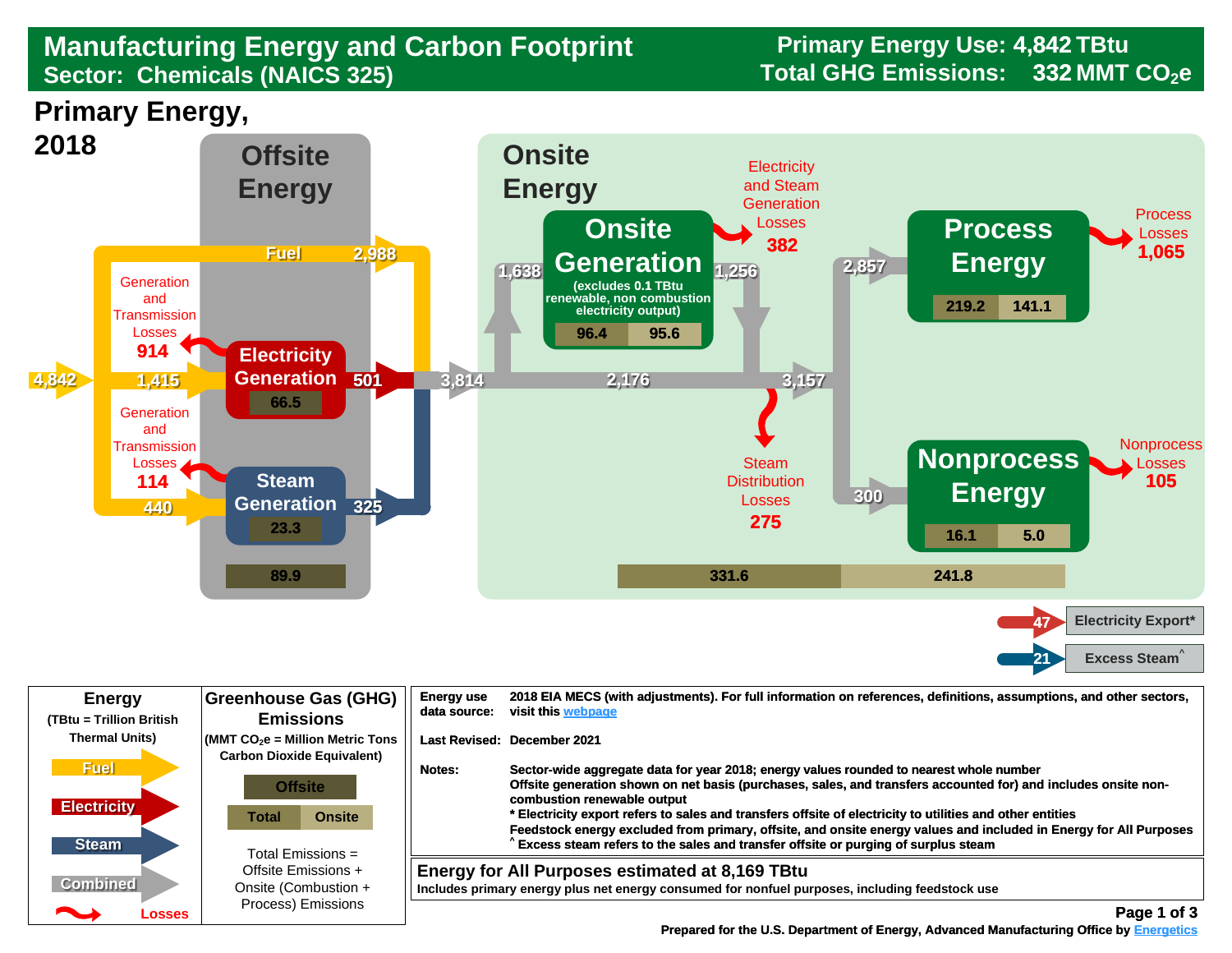# Manufacturing Energy and Carbon Footprint

## Sector: Chemicals (NAICS 325)

**Primary Energy Use: 4,842 TBtu**
**Total GHG Emissions: 332 MMT $CO_2e$**

## Primary Energy, 2018

### Offsite Energy

- Primary energy input: 4,842
- Fuel: 2,988
- Electricity Generation: 1,415 input; Generation and Transmission Losses: 914; output: 501; emissions: 66.5
- Steam Generation: 440 input; Generation and Transmission Losses: 114; output: 325; emissions: 23.3
- Offsite emissions: 89.9

### Onsite Energy

- Total delivered to site: 3,814
- Onsite Generation (excludes 0.1 TBtu renewable, non combustion electricity output): 1,638 input; 1,256 output; emissions: 96.4 (Total), 95.6 (Onsite)
- Electricity and Steam Generation Losses: 382
- Bypassing onsite generation: 2,176
- Combined after onsite generation: 3,157
- Steam Distribution Losses: 275
- Process Energy: 2,857; emissions: 219.2 (Total), 141.1 (Onsite)
- Process Losses: 1,065
- Nonprocess Energy: 300; emissions: 16.1 (Total), 5.0 (Onsite)
- Nonprocess Losses: 105
- Total emissions: 331.6; Onsite emissions: 241.8
- Electricity Export*: 47
- Excess Steam^: 21

### Legend

**Energy** (TBtu = Trillion British Thermal Units): Fuel, Electricity, Steam, Combined, Losses

**Greenhouse Gas (GHG) Emissions** (MMT $CO_2e$ = Million Metric Tons Carbon Dioxide Equivalent): Offsite; Total; Onsite

Total Emissions = Offsite Emissions + Onsite (Combustion + Process) Emissions

**Energy use data source:** 2018 EIA MECS (with adjustments). For full information on references, definitions, assumptions, and other sectors, visit this webpage

**Last Revised:** December 2021

**Notes:** Sector-wide aggregate data for year 2018; energy values rounded to nearest whole number
Offsite generation shown on net basis (purchases, sales, and transfers accounted for) and includes onsite non-combustion renewable output
* Electricity export refers to sales and transfers offsite of electricity to utilities and other entities
Feedstock energy excluded from primary, offsite, and onsite energy values and included in Energy for All Purposes
^ Excess steam refers to the sales and transfer offsite or purging of surplus steam

**Energy for All Purposes estimated at 8,169 TBtu**
Includes primary energy plus net energy consumed for nonfuel purposes, including feedstock use

Prepared for the U.S. Department of Energy, Advanced Manufacturing Office by Energetics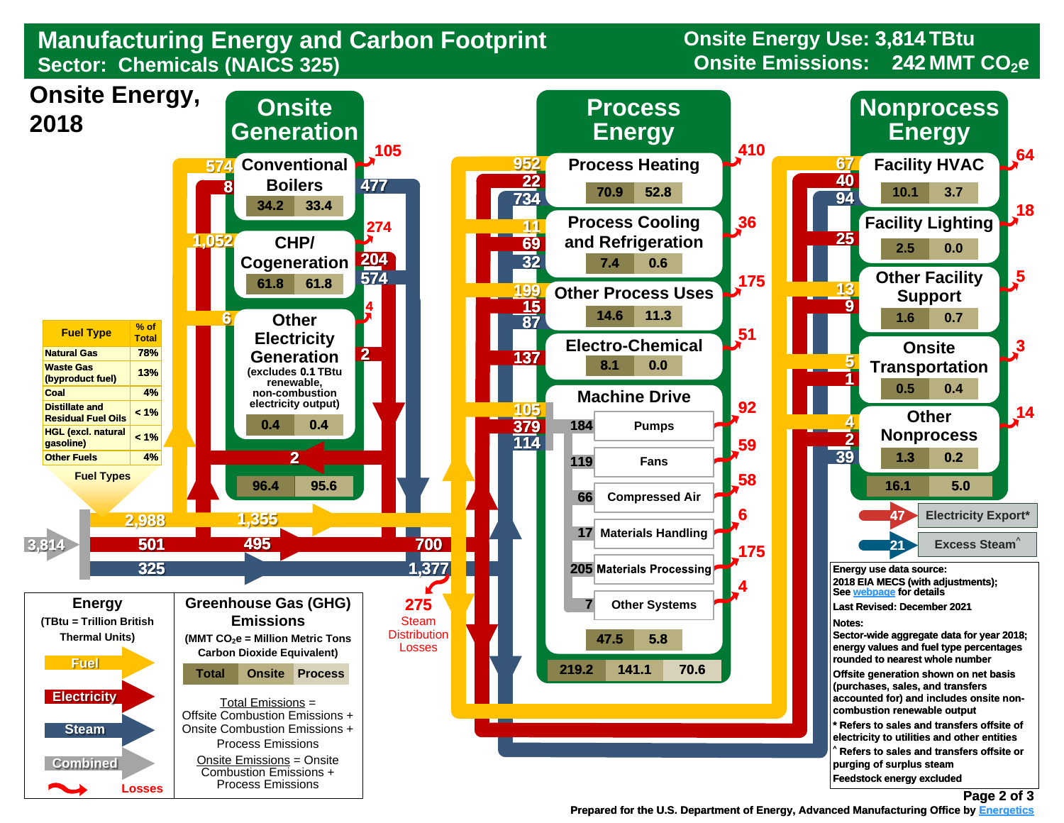# Manufacturing Energy and Carbon Footprint

## Sector: Chemicals (NAICS 325)

**Onsite Energy Use: 3,814 TBtu**
**Onsite Emissions: 242 MMT $CO_2e$**

## Onsite Energy, 2018

**Fuel Types**

| Fuel Type | % of Total |
|---|---|
| Natural Gas | 78% |
| Waste Gas (byproduct fuel) | 13% |
| Coal | 4% |
| Distillate and Residual Fuel Oils | < 1% |
| HGL (excl. natural gasoline) | < 1% |
| Other Fuels | 4% |

Total input: 3,814 (Fuel 2,988; Electricity 501; Steam 325)

### Onsite Generation

| Unit | Fuel in | Electricity in | Losses | Output | GHG Total | GHG Onsite |
|---|---|---|---|---|---|---|
| Conventional Boilers | 574 | 8 | 105 | Steam 477 | 34.2 | 33.4 |
| CHP/Cogeneration | 1,052 | | 274 | Electricity 204; Steam 574 | 61.8 | 61.8 |
| Other Electricity Generation (excludes 0.1 TBtu renewable, non-combustion electricity output) | 6 | | 4 | Electricity 2 | 0.4 | 0.4 |
| **Onsite Generation Total** | | | | | 96.4 | 95.6 |

Electricity returned: 2

Flows to process/nonprocess: Fuel 1,355; Electricity 495 → 700; Steam 1,377

275 Steam Distribution Losses

### Process Energy

| End Use | Fuel | Electricity | Steam | Losses | GHG Total | GHG Onsite |
|---|---|---|---|---|---|---|
| Process Heating | 952 | 22 | 734 | 410 | 70.9 | 52.8 |
| Process Cooling and Refrigeration | 11 | 69 | 32 | 36 | 7.4 | 0.6 |
| Other Process Uses | 199 | 15 | 87 | 175 | 14.6 | 11.3 |
| Electro-Chemical | | 137 | | 51 | 8.1 | 0.0 |
| Machine Drive | 105 | 379 | 114 | | 47.5 | 5.8 |

**Machine Drive**

| System | Energy | Losses |
|---|---|---|
| Pumps | 184 | 92 |
| Fans | 119 | 59 |
| Compressed Air | 66 | 58 |
| Materials Handling | 17 | 6 |
| Materials Processing | 205 | 175 |
| Other Systems | 7 | 4 |

**Process Energy Total GHG:** 219.2 (Total) | 141.1 (Onsite) | 70.6 (Process)

### Nonprocess Energy

| End Use | Fuel | Electricity | Steam | Losses | GHG Total | GHG Onsite |
|---|---|---|---|---|---|---|
| Facility HVAC | 67 | 40 | 94 | 64 | 10.1 | 3.7 |
| Facility Lighting | | 25 | | 18 | 2.5 | 0.0 |
| Other Facility Support | 13 | 9 | | 5 | 1.6 | 0.7 |
| Onsite Transportation | 5 | 1 | | 3 | 0.5 | 0.4 |
| Other Nonprocess | 4 | 2 | 39 | 14 | 1.3 | 0.2 |
| **Nonprocess Total** | | | | | 16.1 | 5.0 |

- 47 Electricity Export*
- 21 Excess Steam^

### Legend

**Energy** (TBtu = Trillion British Thermal Units): Fuel, Electricity, Steam, Combined, Losses

**Greenhouse Gas (GHG) Emissions** (MMT $CO_2e$ = Million Metric Tons Carbon Dioxide Equivalent): Total | Onsite | Process

Total Emissions = Offsite Combustion Emissions + Onsite Combustion Emissions + Process Emissions

Onsite Emissions = Onsite Combustion Emissions + Process Emissions

**Energy use data source:** 2018 EIA MECS (with adjustments); See webpage for details

**Last Revised:** December 2021

**Notes:**
Sector-wide aggregate data for year 2018; energy values and fuel type percentages rounded to nearest whole number

Offsite generation shown on net basis (purchases, sales, and transfers accounted for) and includes onsite non-combustion renewable output

* Refers to sales and transfers offsite of electricity to utilities and other entities

^ Refers to sales and transfers offsite or purging of surplus steam

Feedstock energy excluded

Prepared for the U.S. Department of Energy, Advanced Manufacturing Office by Energetics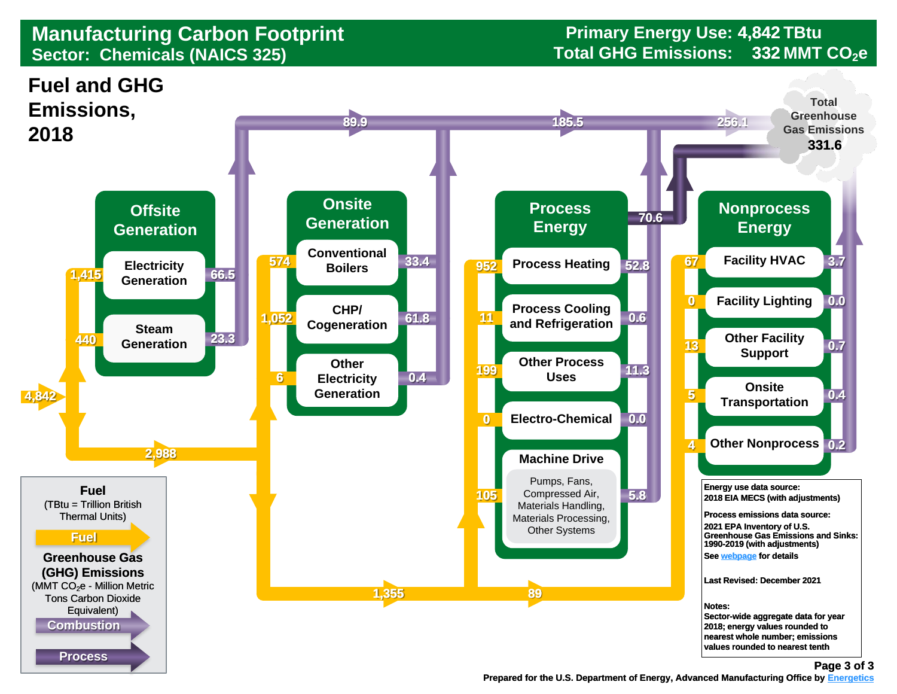# Manufacturing Carbon Footprint

**Sector: Chemicals (NAICS 325)**

**Primary Energy Use: 4,842 TBtu**

**Total GHG Emissions: 332 MMT $CO_2e$**

## Fuel and GHG Emissions, 2018

4,842
1,415
440
2,988
574
1,052
6
1,355
952
11
199
0
105
89
67
0
13
5
4

Offsite Generation
Electricity Generation
66.5
Steam Generation
23.3

Onsite Generation
Conventional Boilers
33.4
CHP/ Cogeneration
61.8
Other Electricity Generation
0.4

Process Energy
70.6
Process Heating
52.8
Process Cooling and Refrigeration
0.6
Other Process Uses
11.3
Electro-Chemical
0.0
Machine Drive
Pumps, Fans, Compressed Air, Materials Handling, Materials Processing, Other Systems
5.8

Nonprocess Energy
Facility HVAC
3.7
Facility Lighting
0.0
Other Facility Support
0.7
Onsite Transportation
0.4
Other Nonprocess
0.2

89.9
185.5
256.1

Total Greenhouse Gas Emissions
331.6

**Fuel**
(TBtu = Trillion British Thermal Units)
Fuel

**Greenhouse Gas (GHG) Emissions**
(MMT $CO_2e$ - Million Metric Tons Carbon Dioxide Equivalent)
Combustion
Process

**Energy use data source:**
**2018 EIA MECS (with adjustments)**

**Process emissions data source:**
**2021 EPA Inventory of U.S. Greenhouse Gas Emissions and Sinks: 1990-2019 (with adjustments)**

**See webpage for details**

**Last Revised: December 2021**

**Notes:**
**Sector-wide aggregate data for year 2018; energy values rounded to nearest whole number; emissions values rounded to nearest tenth**

**Prepared for the U.S. Department of Energy, Advanced Manufacturing Office by Energetics**